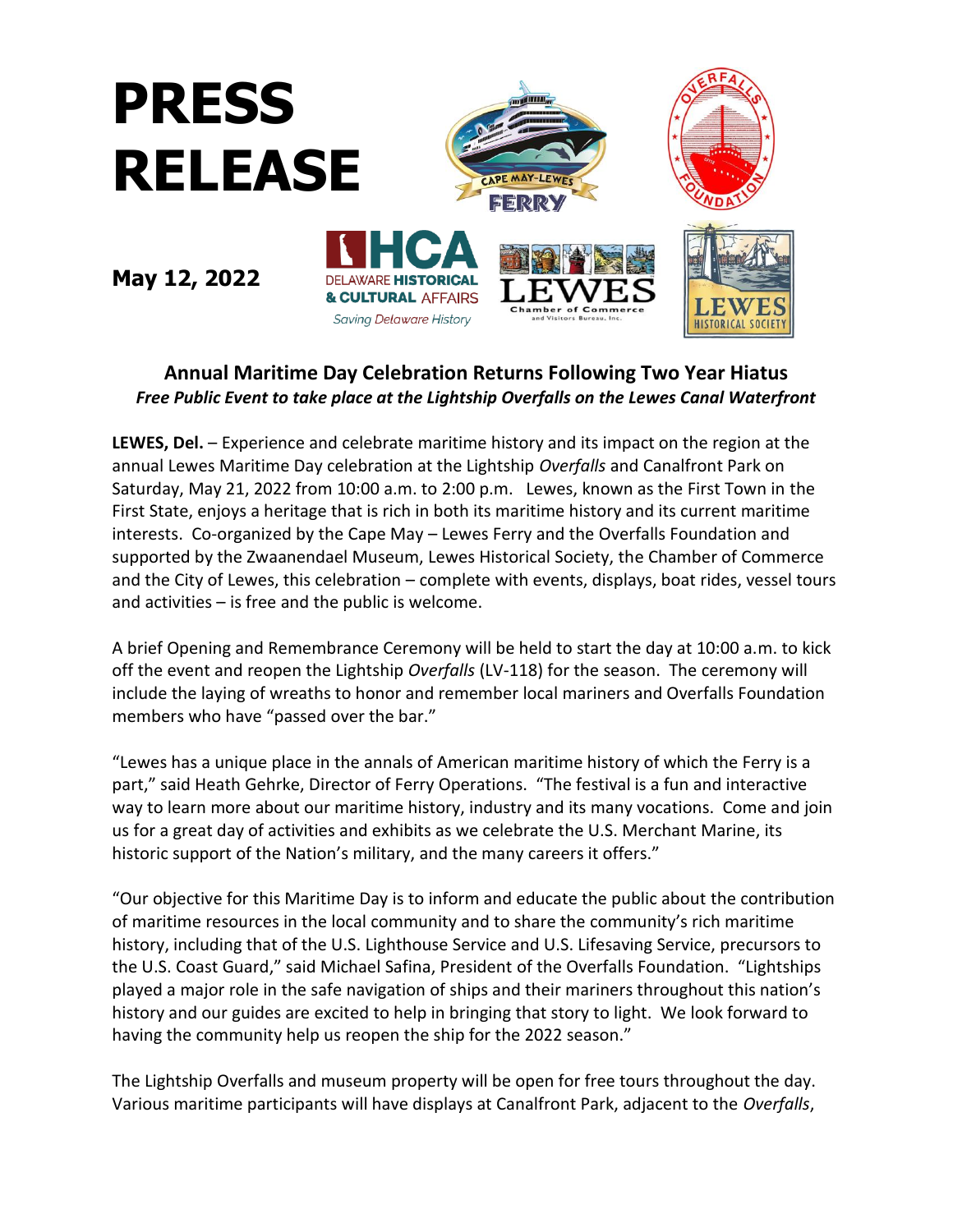# PRESS RELEASE

**May 12, 2022**

## Annual Maritime Day Celebration Returns Following Two Year Hiatus

***Free Public Event to take place at the Lightship Overfalls on the Lewes Canal Waterfront***

**LEWES, Del.** – Experience and celebrate maritime history and its impact on the region at the annual Lewes Maritime Day celebration at the Lightship *Overfalls* and Canalfront Park on Saturday, May 21, 2022 from 10:00 a.m. to 2:00 p.m. Lewes, known as the First Town in the First State, enjoys a heritage that is rich in both its maritime history and its current maritime interests. Co-organized by the Cape May – Lewes Ferry and the Overfalls Foundation and supported by the Zwaanendael Museum, Lewes Historical Society, the Chamber of Commerce and the City of Lewes, this celebration – complete with events, displays, boat rides, vessel tours and activities – is free and the public is welcome.

A brief Opening and Remembrance Ceremony will be held to start the day at 10:00 a.m. to kick off the event and reopen the Lightship *Overfalls* (LV-118) for the season. The ceremony will include the laying of wreaths to honor and remember local mariners and Overfalls Foundation members who have "passed over the bar."

"Lewes has a unique place in the annals of American maritime history of which the Ferry is a part," said Heath Gehrke, Director of Ferry Operations. "The festival is a fun and interactive way to learn more about our maritime history, industry and its many vocations. Come and join us for a great day of activities and exhibits as we celebrate the U.S. Merchant Marine, its historic support of the Nation's military, and the many careers it offers."

"Our objective for this Maritime Day is to inform and educate the public about the contribution of maritime resources in the local community and to share the community's rich maritime history, including that of the U.S. Lighthouse Service and U.S. Lifesaving Service, precursors to the U.S. Coast Guard," said Michael Safina, President of the Overfalls Foundation. "Lightships played a major role in the safe navigation of ships and their mariners throughout this nation's history and our guides are excited to help in bringing that story to light. We look forward to having the community help us reopen the ship for the 2022 season."

The Lightship Overfalls and museum property will be open for free tours throughout the day. Various maritime participants will have displays at Canalfront Park, adjacent to the *Overfalls*,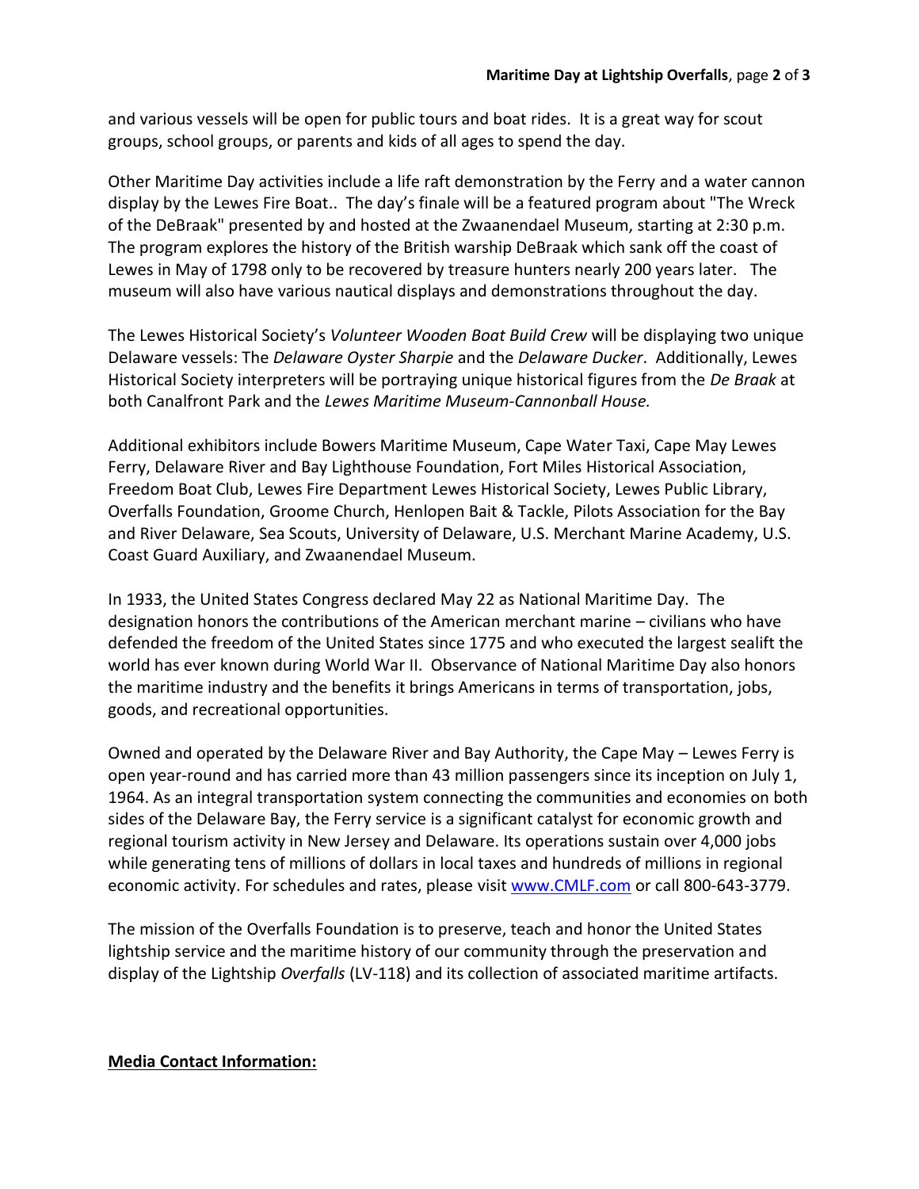and various vessels will be open for public tours and boat rides. It is a great way for scout groups, school groups, or parents and kids of all ages to spend the day.

Other Maritime Day activities include a life raft demonstration by the Ferry and a water cannon display by the Lewes Fire Boat.. The day's finale will be a featured program about "The Wreck of the DeBraak" presented by and hosted at the Zwaanendael Museum, starting at 2:30 p.m. The program explores the history of the British warship DeBraak which sank off the coast of Lewes in May of 1798 only to be recovered by treasure hunters nearly 200 years later. The museum will also have various nautical displays and demonstrations throughout the day.

The Lewes Historical Society's *Volunteer Wooden Boat Build Crew* will be displaying two unique Delaware vessels: The *Delaware Oyster Sharpie* and the *Delaware Ducker*. Additionally, Lewes Historical Society interpreters will be portraying unique historical figures from the *De Braak* at both Canalfront Park and the *Lewes Maritime Museum-Cannonball House.*

Additional exhibitors include Bowers Maritime Museum, Cape Water Taxi, Cape May Lewes Ferry, Delaware River and Bay Lighthouse Foundation, Fort Miles Historical Association, Freedom Boat Club, Lewes Fire Department Lewes Historical Society, Lewes Public Library, Overfalls Foundation, Groome Church, Henlopen Bait & Tackle, Pilots Association for the Bay and River Delaware, Sea Scouts, University of Delaware, U.S. Merchant Marine Academy, U.S. Coast Guard Auxiliary, and Zwaanendael Museum.

In 1933, the United States Congress declared May 22 as National Maritime Day. The designation honors the contributions of the American merchant marine – civilians who have defended the freedom of the United States since 1775 and who executed the largest sealift the world has ever known during World War II. Observance of National Maritime Day also honors the maritime industry and the benefits it brings Americans in terms of transportation, jobs, goods, and recreational opportunities.

Owned and operated by the Delaware River and Bay Authority, the Cape May – Lewes Ferry is open year-round and has carried more than 43 million passengers since its inception on July 1, 1964. As an integral transportation system connecting the communities and economies on both sides of the Delaware Bay, the Ferry service is a significant catalyst for economic growth and regional tourism activity in New Jersey and Delaware. Its operations sustain over 4,000 jobs while generating tens of millions of dollars in local taxes and hundreds of millions in regional economic activity. For schedules and rates, please visit [www.CMLF.com](http://www.CMLF.com) or call 800-643-3779.

The mission of the Overfalls Foundation is to preserve, teach and honor the United States lightship service and the maritime history of our community through the preservation and display of the Lightship *Overfalls* (LV-118) and its collection of associated maritime artifacts.

**Media Contact Information:**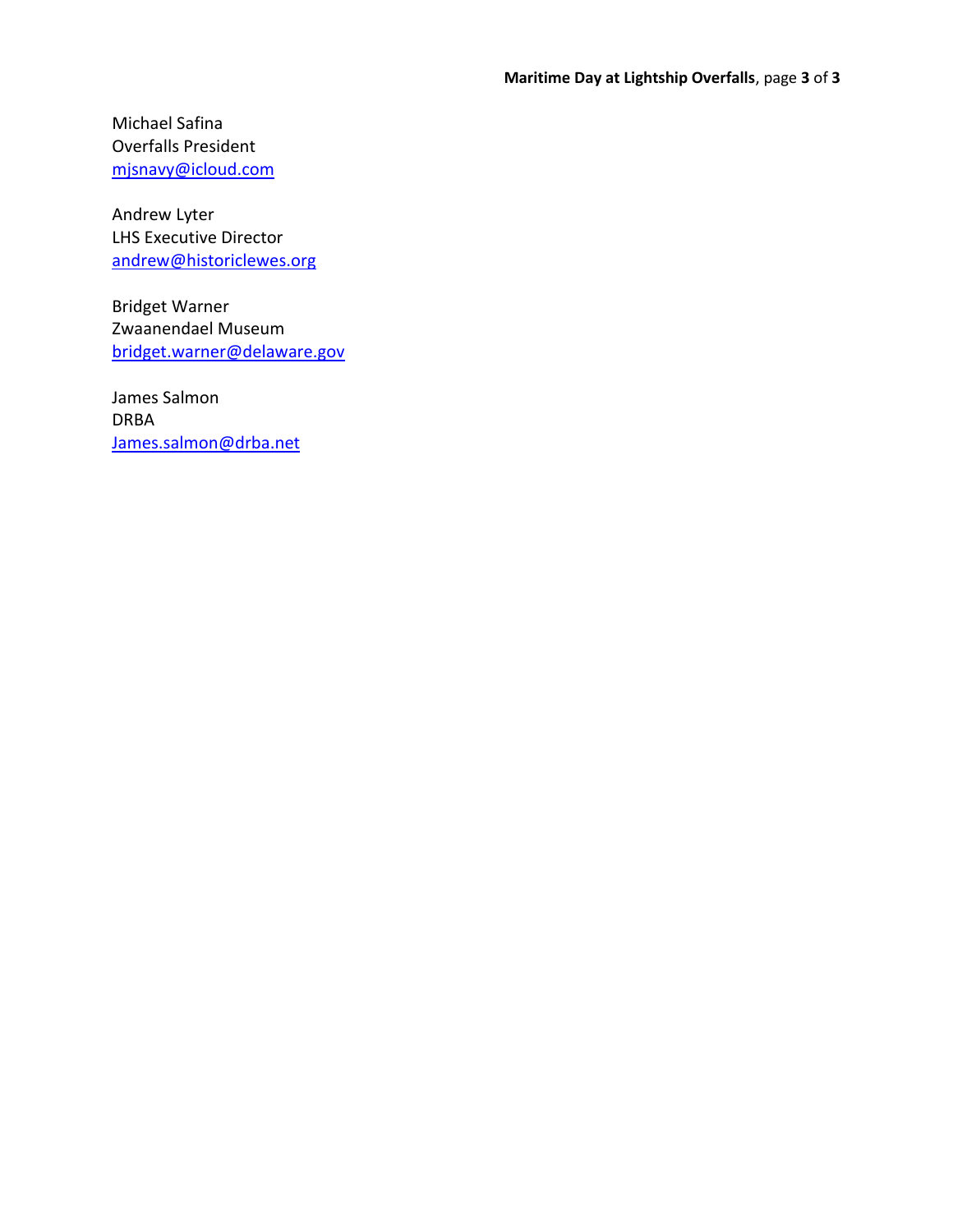Michael Safina
Overfalls President
mjsnavy@icloud.com

Andrew Lyter
LHS Executive Director
andrew@historiclewes.org

Bridget Warner
Zwaanendael Museum
bridget.warner@delaware.gov

James Salmon
DRBA
James.salmon@drba.net